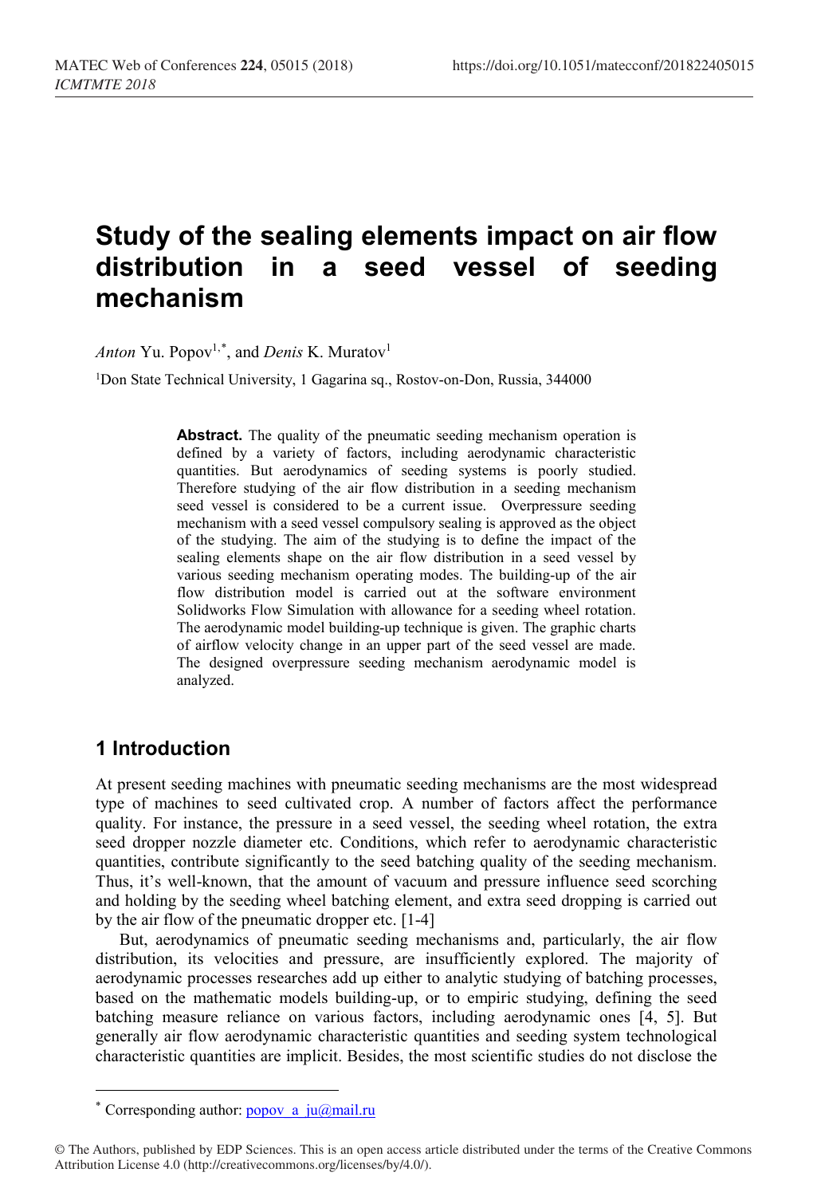# Study of the sealing elements impact on air flow distribution in a seed vessel of seeding mechanism

*Anton* Yu. Popov[1,*], and *Denis* K. Muratov[1]

[1]Don State Technical University, 1 Gagarina sq., Rostov-on-Don, Russia, 344000

**Abstract.** The quality of the pneumatic seeding mechanism operation is defined by a variety of factors, including aerodynamic characteristic quantities. But aerodynamics of seeding systems is poorly studied. Therefore studying of the air flow distribution in a seeding mechanism seed vessel is considered to be a current issue. Overpressure seeding mechanism with a seed vessel compulsory sealing is approved as the object of the studying. The aim of the studying is to define the impact of the sealing elements shape on the air flow distribution in a seed vessel by various seeding mechanism operating modes. The building-up of the air flow distribution model is carried out at the software environment Solidworks Flow Simulation with allowance for a seeding wheel rotation. The aerodynamic model building-up technique is given. The graphic charts of airflow velocity change in an upper part of the seed vessel are made. The designed overpressure seeding mechanism aerodynamic model is analyzed.

## 1 Introduction

At present seeding machines with pneumatic seeding mechanisms are the most widespread type of machines to seed cultivated crop. A number of factors affect the performance quality. For instance, the pressure in a seed vessel, the seeding wheel rotation, the extra seed dropper nozzle diameter etc. Conditions, which refer to aerodynamic characteristic quantities, contribute significantly to the seed batching quality of the seeding mechanism. Thus, it's well-known, that the amount of vacuum and pressure influence seed scorching and holding by the seeding wheel batching element, and extra seed dropping is carried out by the air flow of the pneumatic dropper etc. [1-4]

But, aerodynamics of pneumatic seeding mechanisms and, particularly, the air flow distribution, its velocities and pressure, are insufficiently explored. The majority of aerodynamic processes researches add up either to analytic studying of batching processes, based on the mathematic models building-up, or to empiric studying, defining the seed batching measure reliance on various factors, including aerodynamic ones [4, 5]. But generally air flow aerodynamic characteristic quantities and seeding system technological characteristic quantities are implicit. Besides, the most scientific studies do not disclose the

---

* Corresponding author: popov_a_ju@mail.ru

© The Authors, published by EDP Sciences. This is an open access article distributed under the terms of the Creative Commons Attribution License 4.0 (http://creativecommons.org/licenses/by/4.0/).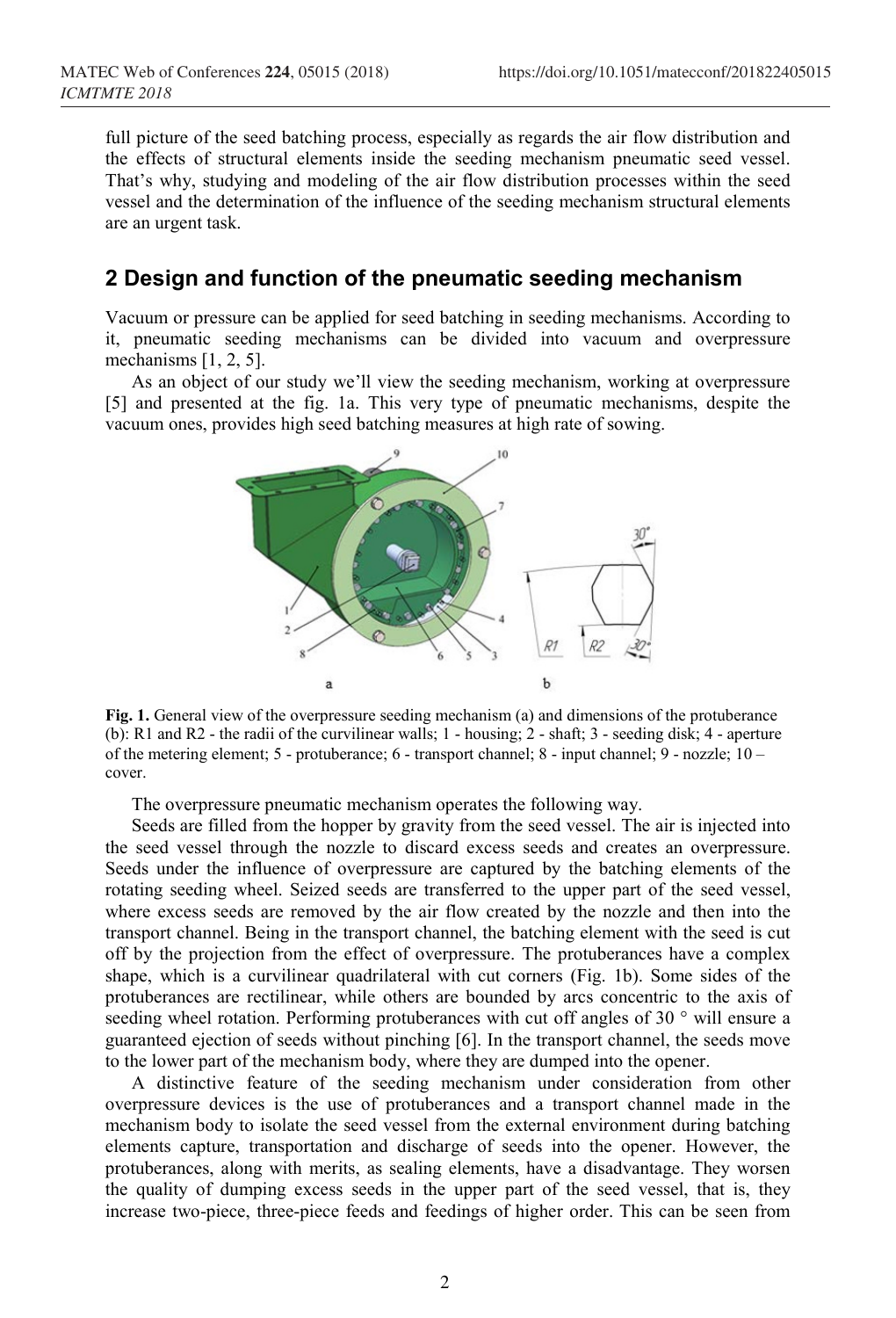full picture of the seed batching process, especially as regards the air flow distribution and the effects of structural elements inside the seeding mechanism pneumatic seed vessel. That's why, studying and modeling of the air flow distribution processes within the seed vessel and the determination of the influence of the seeding mechanism structural elements are an urgent task.

## 2 Design and function of the pneumatic seeding mechanism

Vacuum or pressure can be applied for seed batching in seeding mechanisms. According to it, pneumatic seeding mechanisms can be divided into vacuum and overpressure mechanisms [1, 2, 5].

As an object of our study we'll view the seeding mechanism, working at overpressure [5] and presented at the fig. 1a. This very type of pneumatic mechanisms, despite the vacuum ones, provides high seed batching measures at high rate of sowing.

**Fig. 1.** General view of the overpressure seeding mechanism (a) and dimensions of the protuberance (b): R1 and R2 - the radii of the curvilinear walls; 1 - housing; 2 - shaft; 3 - seeding disk; 4 - aperture of the metering element; 5 - protuberance; 6 - transport channel; 8 - input channel; 9 - nozzle; 10 – cover.

The overpressure pneumatic mechanism operates the following way.

Seeds are filled from the hopper by gravity from the seed vessel. The air is injected into the seed vessel through the nozzle to discard excess seeds and creates an overpressure. Seeds under the influence of overpressure are captured by the batching elements of the rotating seeding wheel. Seized seeds are transferred to the upper part of the seed vessel, where excess seeds are removed by the air flow created by the nozzle and then into the transport channel. Being in the transport channel, the batching element with the seed is cut off by the projection from the effect of overpressure. The protuberances have a complex shape, which is a curvilinear quadrilateral with cut corners (Fig. 1b). Some sides of the protuberances are rectilinear, while others are bounded by arcs concentric to the axis of seeding wheel rotation. Performing protuberances with cut off angles of 30 ° will ensure a guaranteed ejection of seeds without pinching [6]. In the transport channel, the seeds move to the lower part of the mechanism body, where they are dumped into the opener.

A distinctive feature of the seeding mechanism under consideration from other overpressure devices is the use of protuberances and a transport channel made in the mechanism body to isolate the seed vessel from the external environment during batching elements capture, transportation and discharge of seeds into the opener. However, the protuberances, along with merits, as sealing elements, have a disadvantage. They worsen the quality of dumping excess seeds in the upper part of the seed vessel, that is, they increase two-piece, three-piece feeds and feedings of higher order. This can be seen from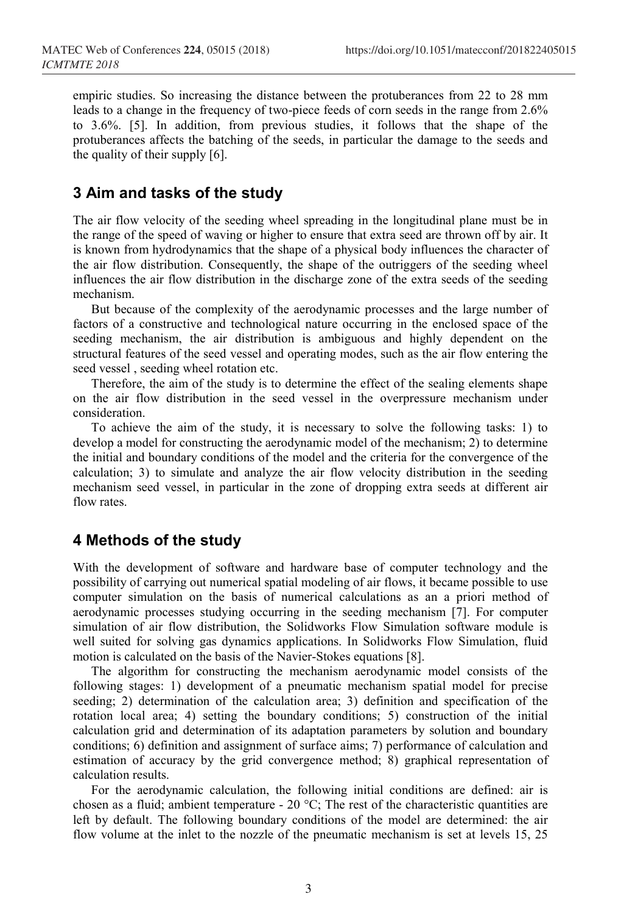empiric studies. So increasing the distance between the protuberances from 22 to 28 mm leads to a change in the frequency of two-piece feeds of corn seeds in the range from 2.6% to 3.6%. [5]. In addition, from previous studies, it follows that the shape of the protuberances affects the batching of the seeds, in particular the damage to the seeds and the quality of their supply [6].

## 3 Aim and tasks of the study

The air flow velocity of the seeding wheel spreading in the longitudinal plane must be in the range of the speed of waving or higher to ensure that extra seed are thrown off by air. It is known from hydrodynamics that the shape of a physical body influences the character of the air flow distribution. Consequently, the shape of the outriggers of the seeding wheel influences the air flow distribution in the discharge zone of the extra seeds of the seeding mechanism.

But because of the complexity of the aerodynamic processes and the large number of factors of a constructive and technological nature occurring in the enclosed space of the seeding mechanism, the air distribution is ambiguous and highly dependent on the structural features of the seed vessel and operating modes, such as the air flow entering the seed vessel , seeding wheel rotation etc.

Therefore, the aim of the study is to determine the effect of the sealing elements shape on the air flow distribution in the seed vessel in the overpressure mechanism under consideration.

To achieve the aim of the study, it is necessary to solve the following tasks: 1) to develop a model for constructing the aerodynamic model of the mechanism; 2) to determine the initial and boundary conditions of the model and the criteria for the convergence of the calculation; 3) to simulate and analyze the air flow velocity distribution in the seeding mechanism seed vessel, in particular in the zone of dropping extra seeds at different air flow rates.

## 4 Methods of the study

With the development of software and hardware base of computer technology and the possibility of carrying out numerical spatial modeling of air flows, it became possible to use computer simulation on the basis of numerical calculations as an a priori method of aerodynamic processes studying occurring in the seeding mechanism [7]. For computer simulation of air flow distribution, the Solidworks Flow Simulation software module is well suited for solving gas dynamics applications. In Solidworks Flow Simulation, fluid motion is calculated on the basis of the Navier-Stokes equations [8].

The algorithm for constructing the mechanism aerodynamic model consists of the following stages: 1) development of a pneumatic mechanism spatial model for precise seeding; 2) determination of the calculation area; 3) definition and specification of the rotation local area; 4) setting the boundary conditions; 5) construction of the initial calculation grid and determination of its adaptation parameters by solution and boundary conditions; 6) definition and assignment of surface aims; 7) performance of calculation and estimation of accuracy by the grid convergence method; 8) graphical representation of calculation results.

For the aerodynamic calculation, the following initial conditions are defined: air is chosen as a fluid; ambient temperature - 20 °C; The rest of the characteristic quantities are left by default. The following boundary conditions of the model are determined: the air flow volume at the inlet to the nozzle of the pneumatic mechanism is set at levels 15, 25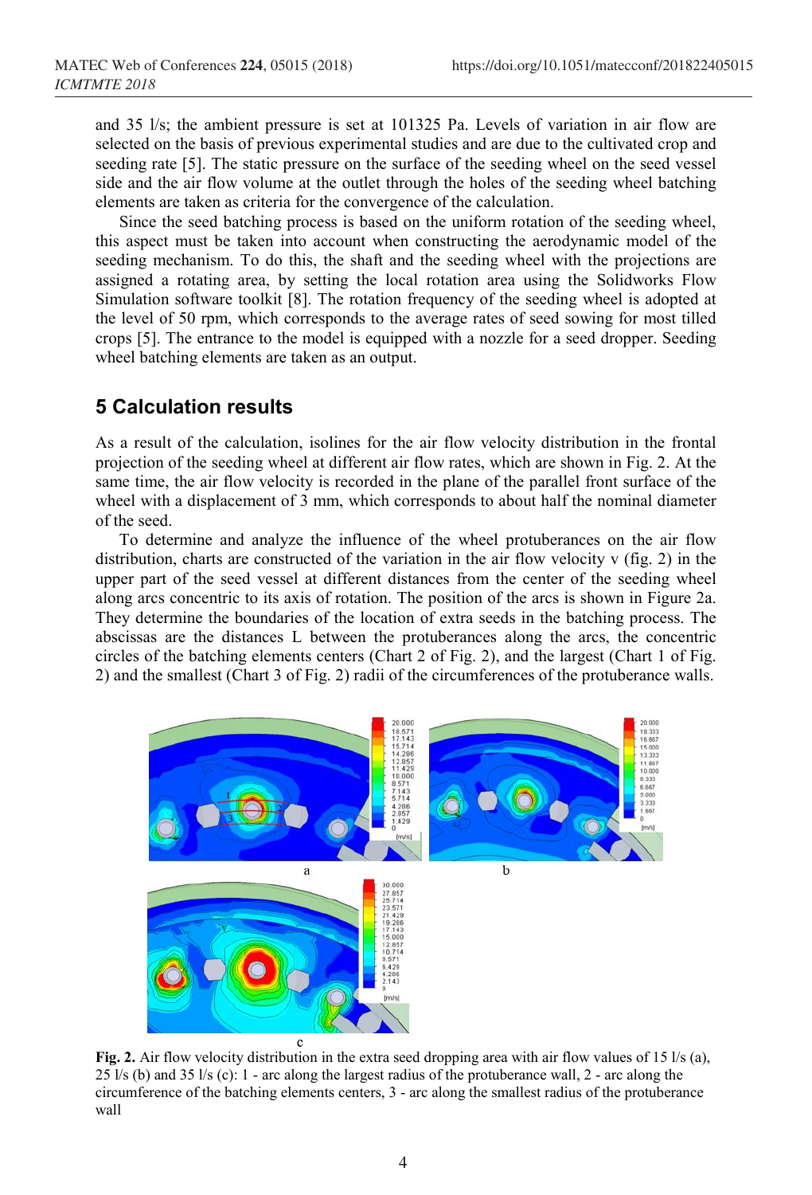and 35 l/s; the ambient pressure is set at 101325 Pa. Levels of variation in air flow are selected on the basis of previous experimental studies and are due to the cultivated crop and seeding rate [5]. The static pressure on the surface of the seeding wheel on the seed vessel side and the air flow volume at the outlet through the holes of the seeding wheel batching elements are taken as criteria for the convergence of the calculation.

Since the seed batching process is based on the uniform rotation of the seeding wheel, this aspect must be taken into account when constructing the aerodynamic model of the seeding mechanism. To do this, the shaft and the seeding wheel with the projections are assigned a rotating area, by setting the local rotation area using the Solidworks Flow Simulation software toolkit [8]. The rotation frequency of the seeding wheel is adopted at the level of 50 rpm, which corresponds to the average rates of seed sowing for most tilled crops [5]. The entrance to the model is equipped with a nozzle for a seed dropper. Seeding wheel batching elements are taken as an output.

## 5 Calculation results

As a result of the calculation, isolines for the air flow velocity distribution in the frontal projection of the seeding wheel at different air flow rates, which are shown in Fig. 2. At the same time, the air flow velocity is recorded in the plane of the parallel front surface of the wheel with a displacement of 3 mm, which corresponds to about half the nominal diameter of the seed.

To determine and analyze the influence of the wheel protuberances on the air flow distribution, charts are constructed of the variation in the air flow velocity v (fig. 2) in the upper part of the seed vessel at different distances from the center of the seeding wheel along arcs concentric to its axis of rotation. The position of the arcs is shown in Figure 2a. They determine the boundaries of the location of extra seeds in the batching process. The abscissas are the distances L between the protuberances along the arcs, the concentric circles of the batching elements centers (Chart 2 of Fig. 2), and the largest (Chart 1 of Fig. 2) and the smallest (Chart 3 of Fig. 2) radii of the circumferences of the protuberance walls.

**Fig. 2.** Air flow velocity distribution in the extra seed dropping area with air flow values of 15 l/s (a), 25 l/s (b) and 35 l/s (c): 1 - arc along the largest radius of the protuberance wall, 2 - arc along the circumference of the batching elements centers, 3 - arc along the smallest radius of the protuberance wall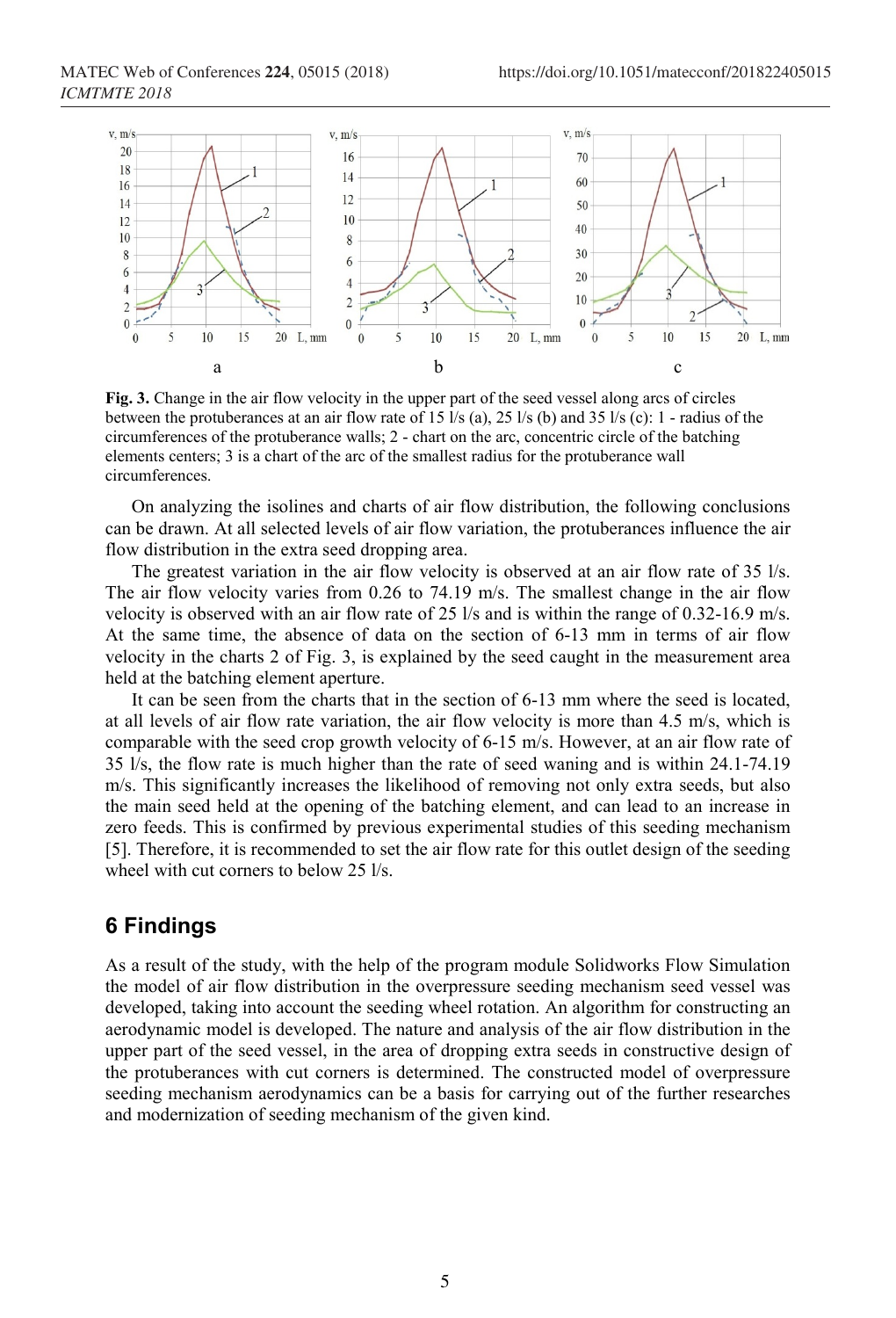**Fig. 3.** Change in the air flow velocity in the upper part of the seed vessel along arcs of circles between the protuberances at an air flow rate of 15 l/s (a), 25 l/s (b) and 35 l/s (c): 1 - radius of the circumferences of the protuberance walls; 2 - chart on the arc, concentric circle of the batching elements centers; 3 is a chart of the arc of the smallest radius for the protuberance wall circumferences.

On analyzing the isolines and charts of air flow distribution, the following conclusions can be drawn. At all selected levels of air flow variation, the protuberances influence the air flow distribution in the extra seed dropping area.

The greatest variation in the air flow velocity is observed at an air flow rate of 35 l/s. The air flow velocity varies from 0.26 to 74.19 m/s. The smallest change in the air flow velocity is observed with an air flow rate of 25 l/s and is within the range of 0.32-16.9 m/s. At the same time, the absence of data on the section of 6-13 mm in terms of air flow velocity in the charts 2 of Fig. 3, is explained by the seed caught in the measurement area held at the batching element aperture.

It can be seen from the charts that in the section of 6-13 mm where the seed is located, at all levels of air flow rate variation, the air flow velocity is more than 4.5 m/s, which is comparable with the seed crop growth velocity of 6-15 m/s. However, at an air flow rate of 35 l/s, the flow rate is much higher than the rate of seed waning and is within 24.1-74.19 m/s. This significantly increases the likelihood of removing not only extra seeds, but also the main seed held at the opening of the batching element, and can lead to an increase in zero feeds. This is confirmed by previous experimental studies of this seeding mechanism [5]. Therefore, it is recommended to set the air flow rate for this outlet design of the seeding wheel with cut corners to below 25 l/s.

## 6 Findings

As a result of the study, with the help of the program module Solidworks Flow Simulation the model of air flow distribution in the overpressure seeding mechanism seed vessel was developed, taking into account the seeding wheel rotation. An algorithm for constructing an aerodynamic model is developed. The nature and analysis of the air flow distribution in the upper part of the seed vessel, in the area of dropping extra seeds in constructive design of the protuberances with cut corners is determined. The constructed model of overpressure seeding mechanism aerodynamics can be a basis for carrying out of the further researches and modernization of seeding mechanism of the given kind.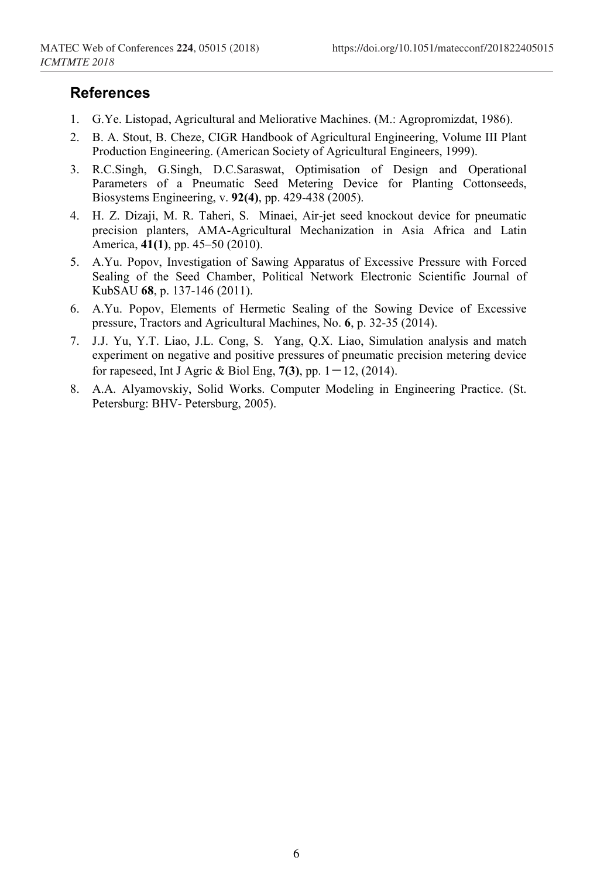## References

1. G.Ye. Listopad, Agricultural and Meliorative Machines. (M.: Agropromizdat, 1986).
2. B. A. Stout, B. Cheze, CIGR Handbook of Agricultural Engineering, Volume III Plant Production Engineering. (American Society of Agricultural Engineers, 1999).
3. R.C.Singh, G.Singh, D.C.Saraswat, Optimisation of Design and Operational Parameters of a Pneumatic Seed Metering Device for Planting Cottonseeds, Biosystems Engineering, v. **92(4)**, pp. 429-438 (2005).
4. H. Z. Dizaji, M. R. Taheri, S. Minaei, Air-jet seed knockout device for pneumatic precision planters, AMA-Agricultural Mechanization in Asia Africa and Latin America, **41(1)**, pp. 45–50 (2010).
5. A.Yu. Popov, Investigation of Sawing Apparatus of Excessive Pressure with Forced Sealing of the Seed Chamber, Political Network Electronic Scientific Journal of KubSAU **68**, p. 137-146 (2011).
6. A.Yu. Popov, Elements of Hermetic Sealing of the Sowing Device of Excessive pressure, Tractors and Agricultural Machines, No. **6**, p. 32-35 (2014).
7. J.J. Yu, Y.T. Liao, J.L. Cong, S. Yang, Q.X. Liao, Simulation analysis and match experiment on negative and positive pressures of pneumatic precision metering device for rapeseed, Int J Agric & Biol Eng, **7(3)**, pp. 1－12, (2014).
8. A.A. Alyamovskiy, Solid Works. Computer Modeling in Engineering Practice. (St. Petersburg: BHV- Petersburg, 2005).